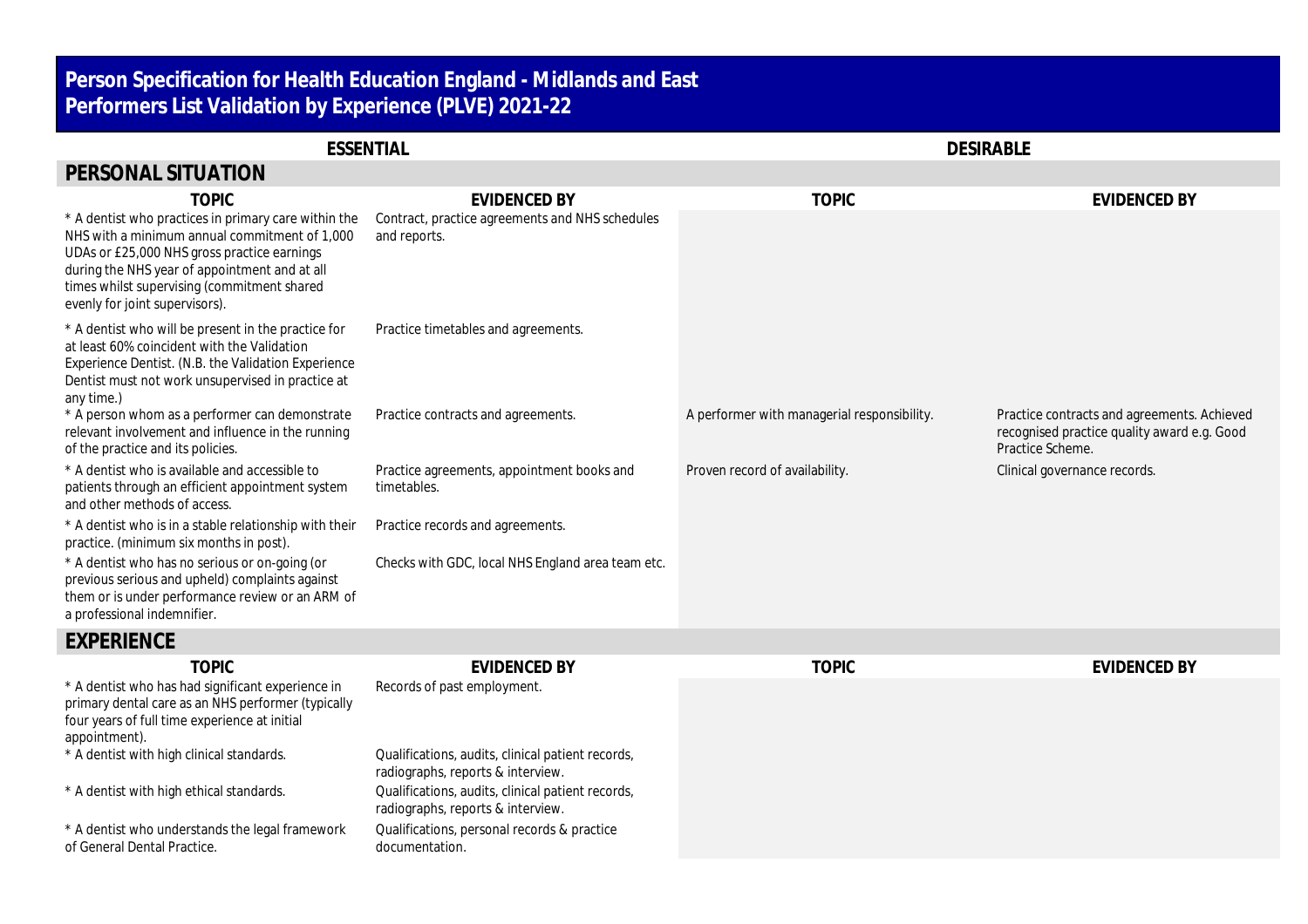# Person Specification for Health Education England - Midlands and East
# Performers List Validation by Experience (PLVE) 2021-22

## PERSONAL SITUATION

| ESSENTIAL | | DESIRABLE | |
|---|---|---|---|
| **TOPIC** | **EVIDENCED BY** | **TOPIC** | **EVIDENCED BY** |
| * A dentist who practices in primary care within the NHS with a minimum annual commitment of 1,000 UDAs or £25,000 NHS gross practice earnings during the NHS year of appointment and at all times whilst supervising (commitment shared evenly for joint supervisors). | Contract, practice agreements and NHS schedules and reports. | | |
| * A dentist who will be present in the practice for at least 60% coincident with the Validation Experience Dentist. (N.B. the Validation Experience Dentist must not work unsupervised in practice at any time.) | Practice timetables and agreements. | | |
| * A person whom as a performer can demonstrate relevant involvement and influence in the running of the practice and its policies. | Practice contracts and agreements. | A performer with managerial responsibility. | Practice contracts and agreements. Achieved recognised practice quality award e.g. Good Practice Scheme. |
| * A dentist who is available and accessible to patients through an efficient appointment system and other methods of access. | Practice agreements, appointment books and timetables. | Proven record of availability. | Clinical governance records. |
| * A dentist who is in a stable relationship with their practice. (minimum six months in post). | Practice records and agreements. | | |
| * A dentist who has no serious or on-going (or previous serious and upheld) complaints against them or is under performance review or an ARM of a professional indemnifier. | Checks with GDC, local NHS England area team etc. | | |

## EXPERIENCE

| ESSENTIAL | | DESIRABLE | |
|---|---|---|---|
| **TOPIC** | **EVIDENCED BY** | **TOPIC** | **EVIDENCED BY** |
| * A dentist who has had significant experience in primary dental care as an NHS performer (typically four years of full time experience at initial appointment). | Records of past employment. | | |
| * A dentist with high clinical standards. | Qualifications, audits, clinical patient records, radiographs, reports & interview. | | |
| * A dentist with high ethical standards. | Qualifications, audits, clinical patient records, radiographs, reports & interview. | | |
| * A dentist who understands the legal framework of General Dental Practice. | Qualifications, personal records & practice documentation. | | |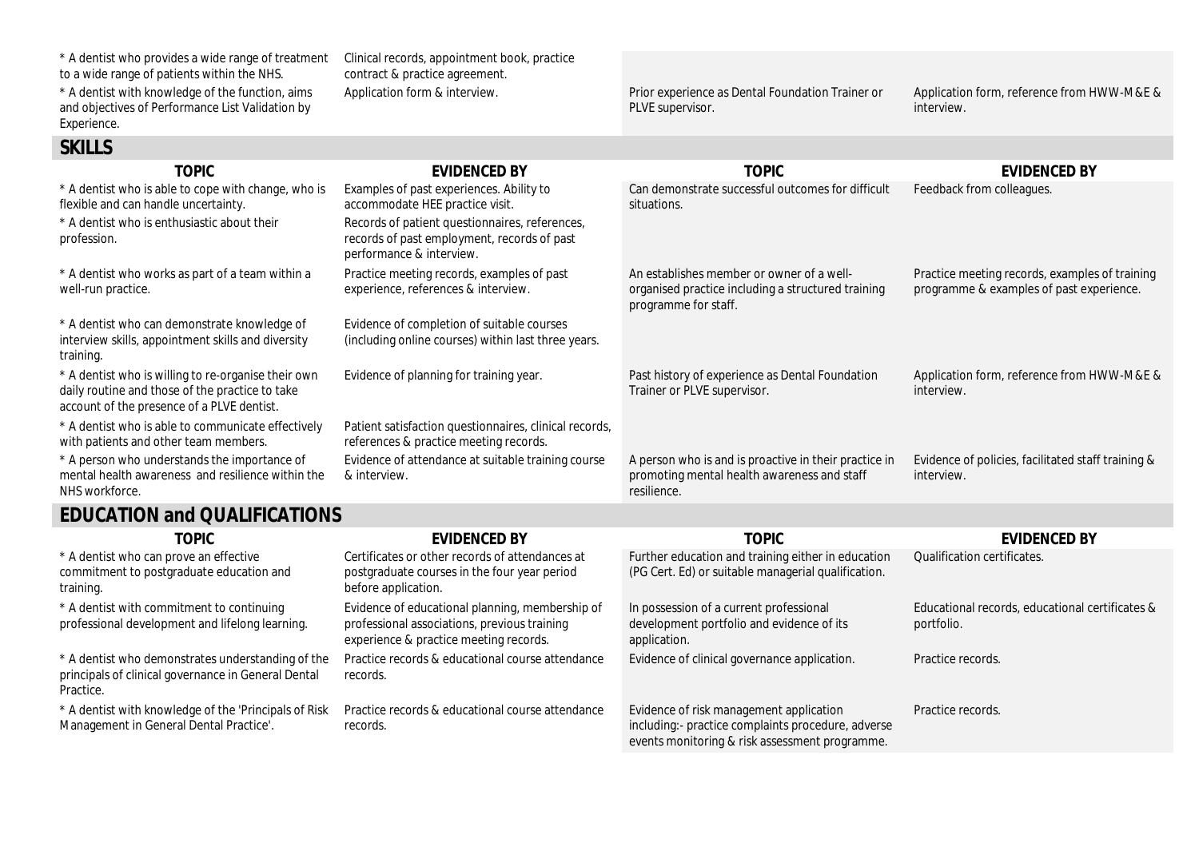| TOPIC | EVIDENCED BY | TOPIC | EVIDENCED BY |
|---|---|---|---|
| * A dentist who provides a wide range of treatment to a wide range of patients within the NHS. | Clinical records, appointment book, practice contract & practice agreement. | | |
| * A dentist with knowledge of the function, aims and objectives of Performance List Validation by Experience. | Application form & interview. | Prior experience as Dental Foundation Trainer or PLVE supervisor. | Application form, reference from HWW-M&E & interview. |

## SKILLS

| TOPIC | EVIDENCED BY | TOPIC | EVIDENCED BY |
|---|---|---|---|
| * A dentist who is able to cope with change, who is flexible and can handle uncertainty. | Examples of past experiences. Ability to accommodate HEE practice visit. | Can demonstrate successful outcomes for difficult situations. | Feedback from colleagues. |
| * A dentist who is enthusiastic about their profession. | Records of patient questionnaires, references, records of past employment, records of past performance & interview. | | |
| * A dentist who works as part of a team within a well-run practice. | Practice meeting records, examples of past experience, references & interview. | An establishes member or owner of a well-organised practice including a structured training programme for staff. | Practice meeting records, examples of training programme & examples of past experience. |
| * A dentist who can demonstrate knowledge of interview skills, appointment skills and diversity training. | Evidence of completion of suitable courses (including online courses) within last three years. | | |
| * A dentist who is willing to re-organise their own daily routine and those of the practice to take account of the presence of a PLVE dentist. | Evidence of planning for training year. | Past history of experience as Dental Foundation Trainer or PLVE supervisor. | Application form, reference from HWW-M&E & interview. |
| * A dentist who is able to communicate effectively with patients and other team members. | Patient satisfaction questionnaires, clinical records, references & practice meeting records. | | |
| * A person who understands the importance of mental health awareness and resilience within the NHS workforce. | Evidence of attendance at suitable training course & interview. | A person who is and is proactive in their practice in promoting mental health awareness and staff resilience. | Evidence of policies, facilitated staff training & interview. |

## EDUCATION and QUALIFICATIONS

| TOPIC | EVIDENCED BY | TOPIC | EVIDENCED BY |
|---|---|---|---|
| * A dentist who can prove an effective commitment to postgraduate education and training. | Certificates or other records of attendances at postgraduate courses in the four year period before application. | Further education and training either in education (PG Cert. Ed) or suitable managerial qualification. | Qualification certificates. |
| * A dentist with commitment to continuing professional development and lifelong learning. | Evidence of educational planning, membership of professional associations, previous training experience & practice meeting records. | In possession of a current professional development portfolio and evidence of its application. | Educational records, educational certificates & portfolio. |
| * A dentist who demonstrates understanding of the principals of clinical governance in General Dental Practice. | Practice records & educational course attendance records. | Evidence of clinical governance application. | Practice records. |
| * A dentist with knowledge of the 'Principals of Risk Management in General Dental Practice'. | Practice records & educational course attendance records. | Evidence of risk management application including:- practice complaints procedure, adverse events monitoring & risk assessment programme. | Practice records. |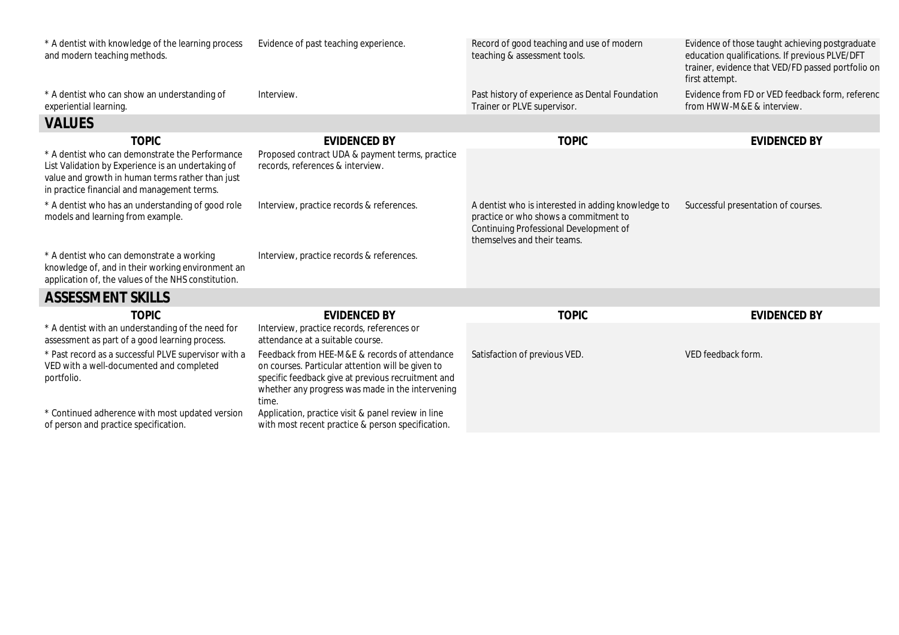| | | | |
|---|---|---|---|
| * A dentist with knowledge of the learning process and modern teaching methods. | Evidence of past teaching experience. | Record of good teaching and use of modern teaching & assessment tools. | Evidence of those taught achieving postgraduate education qualifications. If previous PLVE/DFT trainer, evidence that VED/FD passed portfolio on first attempt. |
| * A dentist who can show an understanding of experiential learning. | Interview. | Past history of experience as Dental Foundation Trainer or PLVE supervisor. | Evidence from FD or VED feedback form, referenc from HWW-M&E & interview. |

## VALUES

| TOPIC | EVIDENCED BY | TOPIC | EVIDENCED BY |
|---|---|---|---|
| * A dentist who can demonstrate the Performance List Validation by Experience is an undertaking of value and growth in human terms rather than just in practice financial and management terms. | Proposed contract UDA & payment terms, practice records, references & interview. | | |
| * A dentist who has an understanding of good role models and learning from example. | Interview, practice records & references. | A dentist who is interested in adding knowledge to practice or who shows a commitment to Continuing Professional Development of themselves and their teams. | Successful presentation of courses. |
| * A dentist who can demonstrate a working knowledge of, and in their working environment an application of, the values of the NHS constitution. | Interview, practice records & references. | | |

## ASSESSMENT SKILLS

| TOPIC | EVIDENCED BY | TOPIC | EVIDENCED BY |
|---|---|---|---|
| * A dentist with an understanding of the need for assessment as part of a good learning process. | Interview, practice records, references or attendance at a suitable course. | | |
| * Past record as a successful PLVE supervisor with a VED with a well-documented and completed portfolio. | Feedback from HEE-M&E & records of attendance on courses. Particular attention will be given to specific feedback give at previous recruitment and whether any progress was made in the intervening time. | Satisfaction of previous VED. | VED feedback form. |
| * Continued adherence with most updated version of person and practice specification. | Application, practice visit & panel review in line with most recent practice & person specification. | | |